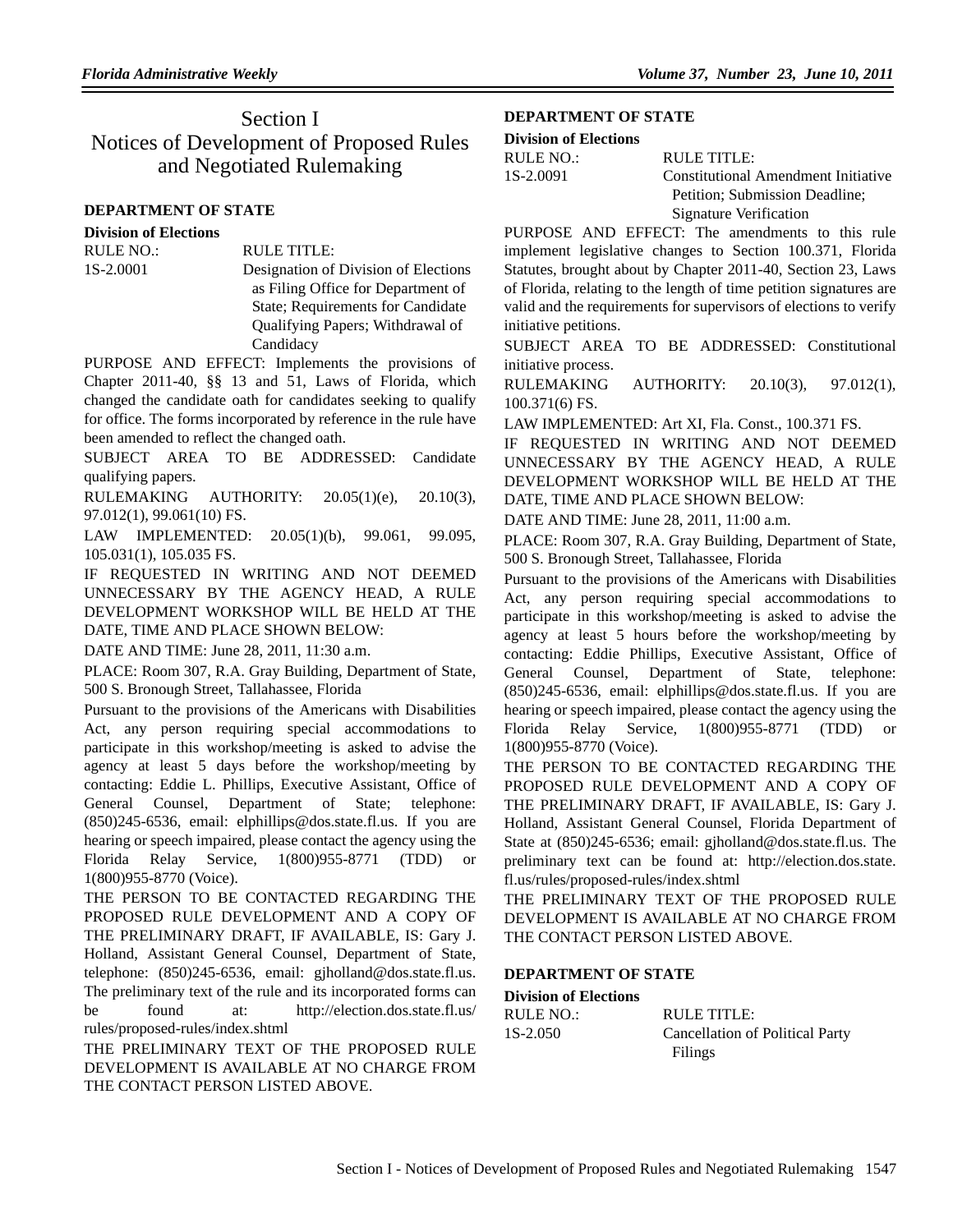# Section I
# Notices of Development of Proposed Rules and Negotiated Rulemaking

## DEPARTMENT OF STATE

### Division of Elections

| RULE NO.: | RULE TITLE: |
|---|---|
| 1S-2.0001 | Designation of Division of Elections as Filing Office for Department of State; Requirements for Candidate Qualifying Papers; Withdrawal of Candidacy |

PURPOSE AND EFFECT: Implements the provisions of Chapter 2011-40, §§ 13 and 51, Laws of Florida, which changed the candidate oath for candidates seeking to qualify for office. The forms incorporated by reference in the rule have been amended to reflect the changed oath.

SUBJECT AREA TO BE ADDRESSED: Candidate qualifying papers.

RULEMAKING AUTHORITY: 20.05(1)(e), 20.10(3), 97.012(1), 99.061(10) FS.

LAW IMPLEMENTED: 20.05(1)(b), 99.061, 99.095, 105.031(1), 105.035 FS.

IF REQUESTED IN WRITING AND NOT DEEMED UNNECESSARY BY THE AGENCY HEAD, A RULE DEVELOPMENT WORKSHOP WILL BE HELD AT THE DATE, TIME AND PLACE SHOWN BELOW:

DATE AND TIME: June 28, 2011, 11:30 a.m.

PLACE: Room 307, R.A. Gray Building, Department of State, 500 S. Bronough Street, Tallahassee, Florida

Pursuant to the provisions of the Americans with Disabilities Act, any person requiring special accommodations to participate in this workshop/meeting is asked to advise the agency at least 5 days before the workshop/meeting by contacting: Eddie L. Phillips, Executive Assistant, Office of General Counsel, Department of State; telephone: (850)245-6536, email: elphillips@dos.state.fl.us. If you are hearing or speech impaired, please contact the agency using the Florida Relay Service, 1(800)955-8771 (TDD) or 1(800)955-8770 (Voice).

THE PERSON TO BE CONTACTED REGARDING THE PROPOSED RULE DEVELOPMENT AND A COPY OF THE PRELIMINARY DRAFT, IF AVAILABLE, IS: Gary J. Holland, Assistant General Counsel, Department of State, telephone: (850)245-6536, email: gjholland@dos.state.fl.us. The preliminary text of the rule and its incorporated forms can be found at: http://election.dos.state.fl.us/rules/proposed-rules/index.shtml

THE PRELIMINARY TEXT OF THE PROPOSED RULE DEVELOPMENT IS AVAILABLE AT NO CHARGE FROM THE CONTACT PERSON LISTED ABOVE.

## DEPARTMENT OF STATE

### Division of Elections

| RULE NO.: | RULE TITLE: |
|---|---|
| 1S-2.0091 | Constitutional Amendment Initiative Petition; Submission Deadline; Signature Verification |

PURPOSE AND EFFECT: The amendments to this rule implement legislative changes to Section 100.371, Florida Statutes, brought about by Chapter 2011-40, Section 23, Laws of Florida, relating to the length of time petition signatures are valid and the requirements for supervisors of elections to verify initiative petitions.

SUBJECT AREA TO BE ADDRESSED: Constitutional initiative process.

RULEMAKING AUTHORITY: 20.10(3), 97.012(1), 100.371(6) FS.

LAW IMPLEMENTED: Art XI, Fla. Const., 100.371 FS.

IF REQUESTED IN WRITING AND NOT DEEMED UNNECESSARY BY THE AGENCY HEAD, A RULE DEVELOPMENT WORKSHOP WILL BE HELD AT THE DATE, TIME AND PLACE SHOWN BELOW:

DATE AND TIME: June 28, 2011, 11:00 a.m.

PLACE: Room 307, R.A. Gray Building, Department of State, 500 S. Bronough Street, Tallahassee, Florida

Pursuant to the provisions of the Americans with Disabilities Act, any person requiring special accommodations to participate in this workshop/meeting is asked to advise the agency at least 5 hours before the workshop/meeting by contacting: Eddie Phillips, Executive Assistant, Office of General Counsel, Department of State, telephone: (850)245-6536, email: elphillips@dos.state.fl.us. If you are hearing or speech impaired, please contact the agency using the Florida Relay Service, 1(800)955-8771 (TDD) or 1(800)955-8770 (Voice).

THE PERSON TO BE CONTACTED REGARDING THE PROPOSED RULE DEVELOPMENT AND A COPY OF THE PRELIMINARY DRAFT, IF AVAILABLE, IS: Gary J. Holland, Assistant General Counsel, Florida Department of State at (850)245-6536; email: gjholland@dos.state.fl.us. The preliminary text can be found at: http://election.dos.state.fl.us/rules/proposed-rules/index.shtml

THE PRELIMINARY TEXT OF THE PROPOSED RULE DEVELOPMENT IS AVAILABLE AT NO CHARGE FROM THE CONTACT PERSON LISTED ABOVE.

## DEPARTMENT OF STATE

### Division of Elections

| RULE NO.: | RULE TITLE: |
|---|---|
| 1S-2.050 | Cancellation of Political Party Filings |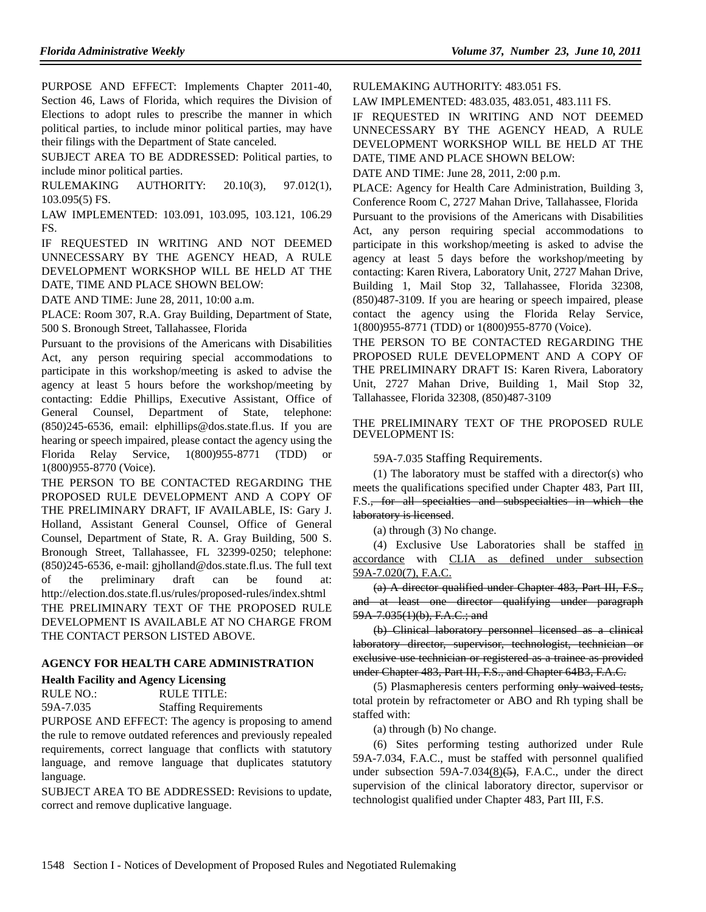PURPOSE AND EFFECT: Implements Chapter 2011-40, Section 46, Laws of Florida, which requires the Division of Elections to adopt rules to prescribe the manner in which political parties, to include minor political parties, may have their filings with the Department of State canceled.

SUBJECT AREA TO BE ADDRESSED: Political parties, to include minor political parties.

RULEMAKING AUTHORITY: 20.10(3), 97.012(1), 103.095(5) FS.

LAW IMPLEMENTED: 103.091, 103.095, 103.121, 106.29 FS.

IF REQUESTED IN WRITING AND NOT DEEMED UNNECESSARY BY THE AGENCY HEAD, A RULE DEVELOPMENT WORKSHOP WILL BE HELD AT THE DATE, TIME AND PLACE SHOWN BELOW:

DATE AND TIME: June 28, 2011, 10:00 a.m.

PLACE: Room 307, R.A. Gray Building, Department of State, 500 S. Bronough Street, Tallahassee, Florida

Pursuant to the provisions of the Americans with Disabilities Act, any person requiring special accommodations to participate in this workshop/meeting is asked to advise the agency at least 5 hours before the workshop/meeting by contacting: Eddie Phillips, Executive Assistant, Office of General Counsel, Department of State, telephone: (850)245-6536, email: elphillips@dos.state.fl.us. If you are hearing or speech impaired, please contact the agency using the Florida Relay Service, 1(800)955-8771 (TDD) or 1(800)955-8770 (Voice).

THE PERSON TO BE CONTACTED REGARDING THE PROPOSED RULE DEVELOPMENT AND A COPY OF THE PRELIMINARY DRAFT, IF AVAILABLE, IS: Gary J. Holland, Assistant General Counsel, Office of General Counsel, Department of State, R. A. Gray Building, 500 S. Bronough Street, Tallahassee, FL 32399-0250; telephone: (850)245-6536, e-mail: gjholland@dos.state.fl.us. The full text of the preliminary draft can be found at: http://election.dos.state.fl.us/rules/proposed-rules/index.shtml

THE PRELIMINARY TEXT OF THE PROPOSED RULE DEVELOPMENT IS AVAILABLE AT NO CHARGE FROM THE CONTACT PERSON LISTED ABOVE.

## AGENCY FOR HEALTH CARE ADMINISTRATION

### Health Facility and Agency Licensing

RULE NO.: RULE TITLE:

59A-7.035 Staffing Requirements

PURPOSE AND EFFECT: The agency is proposing to amend the rule to remove outdated references and previously repealed requirements, correct language that conflicts with statutory language, and remove language that duplicates statutory language.

SUBJECT AREA TO BE ADDRESSED: Revisions to update, correct and remove duplicative language.

RULEMAKING AUTHORITY: 483.051 FS.

LAW IMPLEMENTED: 483.035, 483.051, 483.111 FS.

IF REQUESTED IN WRITING AND NOT DEEMED UNNECESSARY BY THE AGENCY HEAD, A RULE DEVELOPMENT WORKSHOP WILL BE HELD AT THE DATE, TIME AND PLACE SHOWN BELOW:

DATE AND TIME: June 28, 2011, 2:00 p.m.

PLACE: Agency for Health Care Administration, Building 3, Conference Room C, 2727 Mahan Drive, Tallahassee, Florida

Pursuant to the provisions of the Americans with Disabilities Act, any person requiring special accommodations to participate in this workshop/meeting is asked to advise the agency at least 5 days before the workshop/meeting by contacting: Karen Rivera, Laboratory Unit, 2727 Mahan Drive, Building 1, Mail Stop 32, Tallahassee, Florida 32308, (850)487-3109. If you are hearing or speech impaired, please contact the agency using the Florida Relay Service, 1(800)955-8771 (TDD) or 1(800)955-8770 (Voice).

THE PERSON TO BE CONTACTED REGARDING THE PROPOSED RULE DEVELOPMENT AND A COPY OF THE PRELIMINARY DRAFT IS: Karen Rivera, Laboratory Unit, 2727 Mahan Drive, Building 1, Mail Stop 32, Tallahassee, Florida 32308, (850)487-3109

THE PRELIMINARY TEXT OF THE PROPOSED RULE DEVELOPMENT IS:

59A-7.035 Staffing Requirements.

(1) The laboratory must be staffed with a director(s) who meets the qualifications specified under Chapter 483, Part III, F.S.~~, for all specialties and subspecialties in which the laboratory is licensed~~.

(a) through (3) No change.

(4) Exclusive Use Laboratories shall be staffed <u>in accordance</u> with <u>CLIA as defined under subsection 59A-7.020(7), F.A.C.</u>

~~(a) A director qualified under Chapter 483, Part III, F.S., and at least one director qualifying under paragraph 59A-7.035(1)(b), F.A.C.; and~~

~~(b) Clinical laboratory personnel licensed as a clinical laboratory director, supervisor, technologist, technician or exclusive use technician or registered as a trainee as provided under Chapter 483, Part III, F.S., and Chapter 64B3, F.A.C.~~

(5) Plasmapheresis centers performing ~~only waived tests,~~ total protein by refractometer or ABO and Rh typing shall be staffed with:

(a) through (b) No change.

(6) Sites performing testing authorized under Rule 59A-7.034, F.A.C., must be staffed with personnel qualified under subsection 59A-7.034<u>(8)</u>~~(5)~~, F.A.C., under the direct supervision of the clinical laboratory director, supervisor or technologist qualified under Chapter 483, Part III, F.S.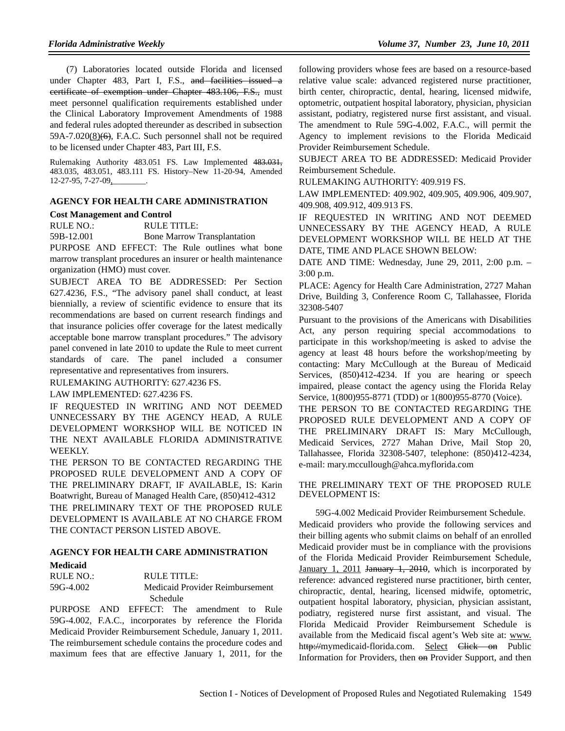(7) Laboratories located outside Florida and licensed under Chapter 483, Part I, F.S., ~~and facilities issued a certificate of exemption under Chapter 483.106, F.S.,~~ must meet personnel qualification requirements established under the Clinical Laboratory Improvement Amendments of 1988 and federal rules adopted thereunder as described in subsection 59A-7.020(8)~~(6)~~, F.A.C. Such personnel shall not be required to be licensed under Chapter 483, Part III, F.S.

Rulemaking Authority 483.051 FS. Law Implemented ~~483.031,~~ 483.035, 483.051, 483.111 FS. History–New 11-20-94, Amended 12-27-95, 7-27-09, ________.

### AGENCY FOR HEALTH CARE ADMINISTRATION

**Cost Management and Control**

| RULE NO.: | RULE TITLE: |
|---|---|
| 59B-12.001 | Bone Marrow Transplantation |

PURPOSE AND EFFECT: The Rule outlines what bone marrow transplant procedures an insurer or health maintenance organization (HMO) must cover.

SUBJECT AREA TO BE ADDRESSED: Per Section 627.4236, F.S., "The advisory panel shall conduct, at least biennially, a review of scientific evidence to ensure that its recommendations are based on current research findings and that insurance policies offer coverage for the latest medically acceptable bone marrow transplant procedures." The advisory panel convened in late 2010 to update the Rule to meet current standards of care. The panel included a consumer representative and representatives from insurers.

RULEMAKING AUTHORITY: 627.4236 FS.

LAW IMPLEMENTED: 627.4236 FS.

IF REQUESTED IN WRITING AND NOT DEEMED UNNECESSARY BY THE AGENCY HEAD, A RULE DEVELOPMENT WORKSHOP WILL BE NOTICED IN THE NEXT AVAILABLE FLORIDA ADMINISTRATIVE WEEKLY.

THE PERSON TO BE CONTACTED REGARDING THE PROPOSED RULE DEVELOPMENT AND A COPY OF THE PRELIMINARY DRAFT, IF AVAILABLE, IS: Karin Boatwright, Bureau of Managed Health Care, (850)412-4312

THE PRELIMINARY TEXT OF THE PROPOSED RULE DEVELOPMENT IS AVAILABLE AT NO CHARGE FROM THE CONTACT PERSON LISTED ABOVE.

### AGENCY FOR HEALTH CARE ADMINISTRATION

**Medicaid**

| RULE NO.: | RULE TITLE: |
|---|---|
| 59G-4.002 | Medicaid Provider Reimbursement Schedule |

PURPOSE AND EFFECT: The amendment to Rule 59G-4.002, F.A.C., incorporates by reference the Florida Medicaid Provider Reimbursement Schedule, January 1, 2011. The reimbursement schedule contains the procedure codes and maximum fees that are effective January 1, 2011, for the following providers whose fees are based on a resource-based relative value scale: advanced registered nurse practitioner, birth center, chiropractic, dental, hearing, licensed midwife, optometric, outpatient hospital laboratory, physician, physician assistant, podiatry, registered nurse first assistant, and visual. The amendment to Rule 59G-4.002, F.A.C., will permit the Agency to implement revisions to the Florida Medicaid Provider Reimbursement Schedule.

SUBJECT AREA TO BE ADDRESSED: Medicaid Provider Reimbursement Schedule.

RULEMAKING AUTHORITY: 409.919 FS.

LAW IMPLEMENTED: 409.902, 409.905, 409.906, 409.907, 409.908, 409.912, 409.913 FS.

IF REQUESTED IN WRITING AND NOT DEEMED UNNECESSARY BY THE AGENCY HEAD, A RULE DEVELOPMENT WORKSHOP WILL BE HELD AT THE DATE, TIME AND PLACE SHOWN BELOW:

DATE AND TIME: Wednesday, June 29, 2011, 2:00 p.m. – 3:00 p.m.

PLACE: Agency for Health Care Administration, 2727 Mahan Drive, Building 3, Conference Room C, Tallahassee, Florida 32308-5407

Pursuant to the provisions of the Americans with Disabilities Act, any person requiring special accommodations to participate in this workshop/meeting is asked to advise the agency at least 48 hours before the workshop/meeting by contacting: Mary McCullough at the Bureau of Medicaid Services, (850)412-4234. If you are hearing or speech impaired, please contact the agency using the Florida Relay Service, 1(800)955-8771 (TDD) or 1(800)955-8770 (Voice).

THE PERSON TO BE CONTACTED REGARDING THE PROPOSED RULE DEVELOPMENT AND A COPY OF THE PRELIMINARY DRAFT IS: Mary McCullough, Medicaid Services, 2727 Mahan Drive, Mail Stop 20, Tallahassee, Florida 32308-5407, telephone: (850)412-4234, e-mail: mary.mccullough@ahca.myflorida.com

THE PRELIMINARY TEXT OF THE PROPOSED RULE DEVELOPMENT IS:

59G-4.002 Medicaid Provider Reimbursement Schedule.

Medicaid providers who provide the following services and their billing agents who submit claims on behalf of an enrolled Medicaid provider must be in compliance with the provisions of the Florida Medicaid Provider Reimbursement Schedule, January 1, 2011 ~~January 1, 2010~~, which is incorporated by reference: advanced registered nurse practitioner, birth center, chiropractic, dental, hearing, licensed midwife, optometric, outpatient hospital laboratory, physician, physician assistant, podiatry, registered nurse first assistant, and visual. The Florida Medicaid Provider Reimbursement Schedule is available from the Medicaid fiscal agent's Web site at: www. h~~ttp://~~mymedicaid-florida.com. Select ~~Click on~~ Public Information for Providers, then ~~on~~ Provider Support, and then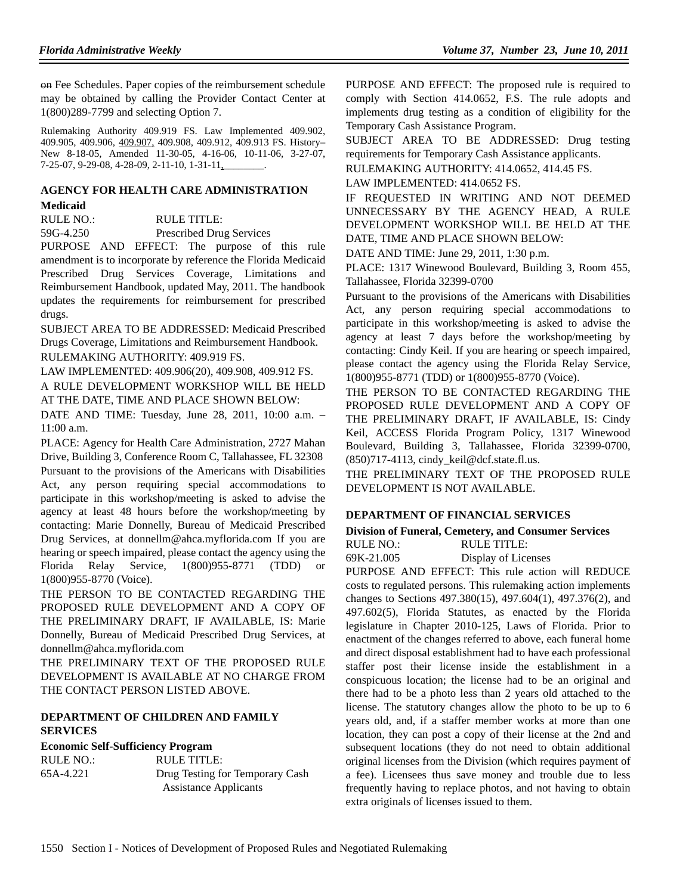~~on~~ Fee Schedules. Paper copies of the reimbursement schedule may be obtained by calling the Provider Contact Center at 1(800)289-7799 and selecting Option 7.

Rulemaking Authority 409.919 FS. Law Implemented 409.902, 409.905, 409.906, 409.907, 409.908, 409.912, 409.913 FS. History–New 8-18-05, Amended 11-30-05, 4-16-06, 10-11-06, 3-27-07, 7-25-07, 9-29-08, 4-28-09, 2-11-10, 1-31-11,________.

### AGENCY FOR HEALTH CARE ADMINISTRATION

**Medicaid**

RULE NO.: RULE TITLE:

59G-4.250 Prescribed Drug Services

PURPOSE AND EFFECT: The purpose of this rule amendment is to incorporate by reference the Florida Medicaid Prescribed Drug Services Coverage, Limitations and Reimbursement Handbook, updated May, 2011. The handbook updates the requirements for reimbursement for prescribed drugs.

SUBJECT AREA TO BE ADDRESSED: Medicaid Prescribed Drugs Coverage, Limitations and Reimbursement Handbook.

RULEMAKING AUTHORITY: 409.919 FS.

LAW IMPLEMENTED: 409.906(20), 409.908, 409.912 FS.

A RULE DEVELOPMENT WORKSHOP WILL BE HELD AT THE DATE, TIME AND PLACE SHOWN BELOW:

DATE AND TIME: Tuesday, June 28, 2011, 10:00 a.m. – 11:00 a.m.

PLACE: Agency for Health Care Administration, 2727 Mahan Drive, Building 3, Conference Room C, Tallahassee, FL 32308

Pursuant to the provisions of the Americans with Disabilities Act, any person requiring special accommodations to participate in this workshop/meeting is asked to advise the agency at least 48 hours before the workshop/meeting by contacting: Marie Donnelly, Bureau of Medicaid Prescribed Drug Services, at donnellm@ahca.myflorida.com If you are hearing or speech impaired, please contact the agency using the Florida Relay Service, 1(800)955-8771 (TDD) or 1(800)955-8770 (Voice).

THE PERSON TO BE CONTACTED REGARDING THE PROPOSED RULE DEVELOPMENT AND A COPY OF THE PRELIMINARY DRAFT, IF AVAILABLE, IS: Marie Donnelly, Bureau of Medicaid Prescribed Drug Services, at donnellm@ahca.myflorida.com

THE PRELIMINARY TEXT OF THE PROPOSED RULE DEVELOPMENT IS AVAILABLE AT NO CHARGE FROM THE CONTACT PERSON LISTED ABOVE.

### DEPARTMENT OF CHILDREN AND FAMILY SERVICES

**Economic Self-Sufficiency Program**

RULE NO.: RULE TITLE:

65A-4.221 Drug Testing for Temporary Cash Assistance Applicants

PURPOSE AND EFFECT: The proposed rule is required to comply with Section 414.0652, F.S. The rule adopts and implements drug testing as a condition of eligibility for the Temporary Cash Assistance Program.

SUBJECT AREA TO BE ADDRESSED: Drug testing requirements for Temporary Cash Assistance applicants.

RULEMAKING AUTHORITY: 414.0652, 414.45 FS.

LAW IMPLEMENTED: 414.0652 FS.

IF REQUESTED IN WRITING AND NOT DEEMED UNNECESSARY BY THE AGENCY HEAD, A RULE DEVELOPMENT WORKSHOP WILL BE HELD AT THE DATE, TIME AND PLACE SHOWN BELOW:

DATE AND TIME: June 29, 2011, 1:30 p.m.

PLACE: 1317 Winewood Boulevard, Building 3, Room 455, Tallahassee, Florida 32399-0700

Pursuant to the provisions of the Americans with Disabilities Act, any person requiring special accommodations to participate in this workshop/meeting is asked to advise the agency at least 7 days before the workshop/meeting by contacting: Cindy Keil. If you are hearing or speech impaired, please contact the agency using the Florida Relay Service, 1(800)955-8771 (TDD) or 1(800)955-8770 (Voice).

THE PERSON TO BE CONTACTED REGARDING THE PROPOSED RULE DEVELOPMENT AND A COPY OF THE PRELIMINARY DRAFT, IF AVAILABLE, IS: Cindy Keil, ACCESS Florida Program Policy, 1317 Winewood Boulevard, Building 3, Tallahassee, Florida 32399-0700, (850)717-4113, cindy_keil@dcf.state.fl.us.

THE PRELIMINARY TEXT OF THE PROPOSED RULE DEVELOPMENT IS NOT AVAILABLE.

### DEPARTMENT OF FINANCIAL SERVICES

**Division of Funeral, Cemetery, and Consumer Services**

RULE NO.: RULE TITLE:

69K-21.005 Display of Licenses

PURPOSE AND EFFECT: This rule action will REDUCE costs to regulated persons. This rulemaking action implements changes to Sections 497.380(15), 497.604(1), 497.376(2), and 497.602(5), Florida Statutes, as enacted by the Florida legislature in Chapter 2010-125, Laws of Florida. Prior to enactment of the changes referred to above, each funeral home and direct disposal establishment had to have each professional staffer post their license inside the establishment in a conspicuous location; the license had to be an original and there had to be a photo less than 2 years old attached to the license. The statutory changes allow the photo to be up to 6 years old, and, if a staffer member works at more than one location, they can post a copy of their license at the 2nd and subsequent locations (they do not need to obtain additional original licenses from the Division (which requires payment of a fee). Licensees thus save money and trouble due to less frequently having to replace photos, and not having to obtain extra originals of licenses issued to them.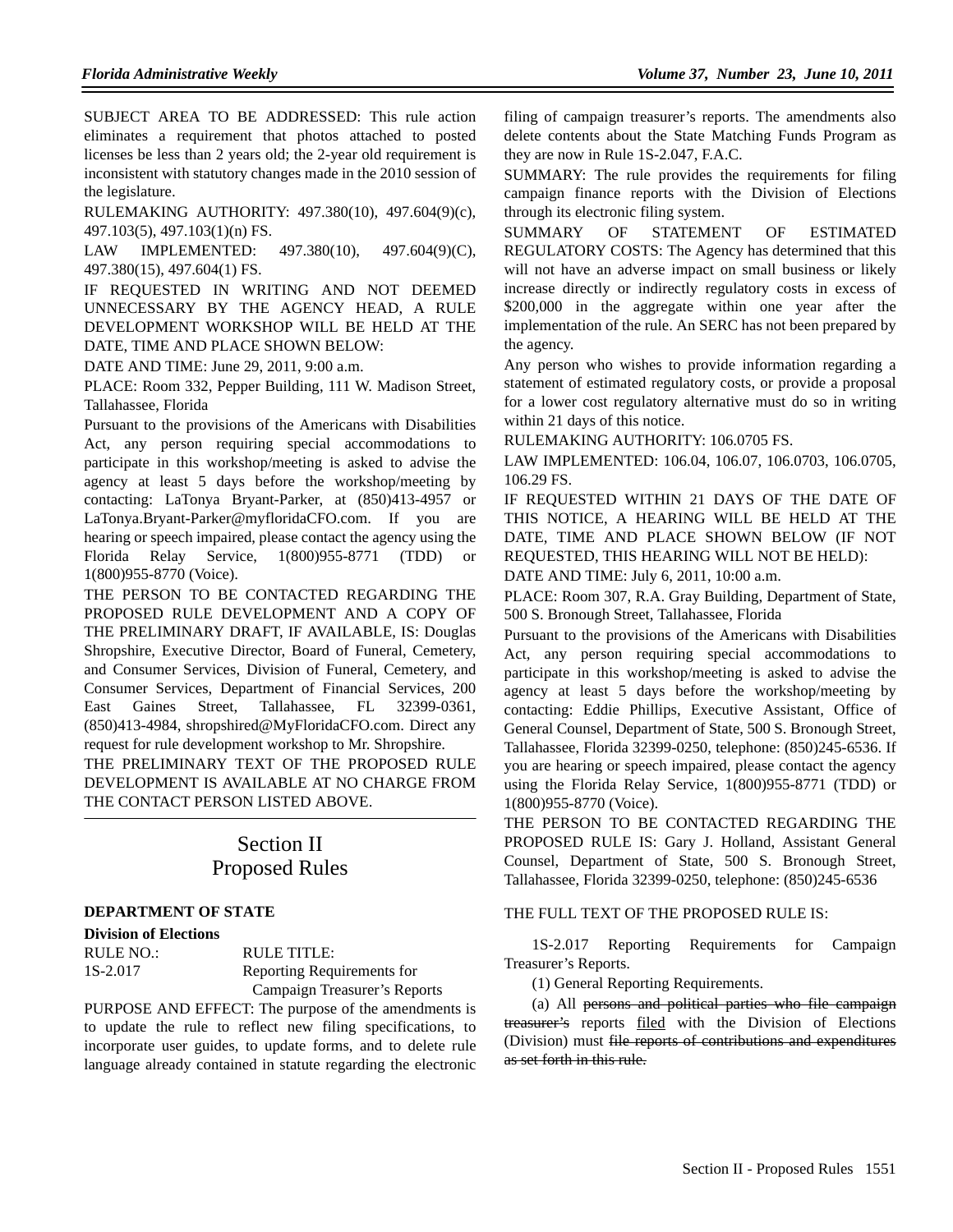SUBJECT AREA TO BE ADDRESSED: This rule action eliminates a requirement that photos attached to posted licenses be less than 2 years old; the 2-year old requirement is inconsistent with statutory changes made in the 2010 session of the legislature.

RULEMAKING AUTHORITY: 497.380(10), 497.604(9)(c), 497.103(5), 497.103(1)(n) FS.

LAW IMPLEMENTED: 497.380(10), 497.604(9)(C), 497.380(15), 497.604(1) FS.

IF REQUESTED IN WRITING AND NOT DEEMED UNNECESSARY BY THE AGENCY HEAD, A RULE DEVELOPMENT WORKSHOP WILL BE HELD AT THE DATE, TIME AND PLACE SHOWN BELOW:

DATE AND TIME: June 29, 2011, 9:00 a.m.

PLACE: Room 332, Pepper Building, 111 W. Madison Street, Tallahassee, Florida

Pursuant to the provisions of the Americans with Disabilities Act, any person requiring special accommodations to participate in this workshop/meeting is asked to advise the agency at least 5 days before the workshop/meeting by contacting: LaTonya Bryant-Parker, at (850)413-4957 or LaTonya.Bryant-Parker@myfloridaCFO.com. If you are hearing or speech impaired, please contact the agency using the Florida Relay Service, 1(800)955-8771 (TDD) or 1(800)955-8770 (Voice).

THE PERSON TO BE CONTACTED REGARDING THE PROPOSED RULE DEVELOPMENT AND A COPY OF THE PRELIMINARY DRAFT, IF AVAILABLE, IS: Douglas Shropshire, Executive Director, Board of Funeral, Cemetery, and Consumer Services, Division of Funeral, Cemetery, and Consumer Services, Department of Financial Services, 200 East Gaines Street, Tallahassee, FL 32399-0361, (850)413-4984, shropshired@MyFloridaCFO.com. Direct any request for rule development workshop to Mr. Shropshire.

THE PRELIMINARY TEXT OF THE PROPOSED RULE DEVELOPMENT IS AVAILABLE AT NO CHARGE FROM THE CONTACT PERSON LISTED ABOVE.

---

# Section II
# Proposed Rules

**DEPARTMENT OF STATE**

**Division of Elections**

| RULE NO.: | RULE TITLE: |
|---|---|
| 1S-2.017 | Reporting Requirements for Campaign Treasurer's Reports |

PURPOSE AND EFFECT: The purpose of the amendments is to update the rule to reflect new filing specifications, to incorporate user guides, to update forms, and to delete rule language already contained in statute regarding the electronic filing of campaign treasurer's reports. The amendments also delete contents about the State Matching Funds Program as they are now in Rule 1S-2.047, F.A.C.

SUMMARY: The rule provides the requirements for filing campaign finance reports with the Division of Elections through its electronic filing system.

SUMMARY OF STATEMENT OF ESTIMATED REGULATORY COSTS: The Agency has determined that this will not have an adverse impact on small business or likely increase directly or indirectly regulatory costs in excess of $200,000 in the aggregate within one year after the implementation of the rule. An SERC has not been prepared by the agency.

Any person who wishes to provide information regarding a statement of estimated regulatory costs, or provide a proposal for a lower cost regulatory alternative must do so in writing within 21 days of this notice.

RULEMAKING AUTHORITY: 106.0705 FS.

LAW IMPLEMENTED: 106.04, 106.07, 106.0703, 106.0705, 106.29 FS.

IF REQUESTED WITHIN 21 DAYS OF THE DATE OF THIS NOTICE, A HEARING WILL BE HELD AT THE DATE, TIME AND PLACE SHOWN BELOW (IF NOT REQUESTED, THIS HEARING WILL NOT BE HELD):

DATE AND TIME: July 6, 2011, 10:00 a.m.

PLACE: Room 307, R.A. Gray Building, Department of State, 500 S. Bronough Street, Tallahassee, Florida

Pursuant to the provisions of the Americans with Disabilities Act, any person requiring special accommodations to participate in this workshop/meeting is asked to advise the agency at least 5 days before the workshop/meeting by contacting: Eddie Phillips, Executive Assistant, Office of General Counsel, Department of State, 500 S. Bronough Street, Tallahassee, Florida 32399-0250, telephone: (850)245-6536. If you are hearing or speech impaired, please contact the agency using the Florida Relay Service, 1(800)955-8771 (TDD) or 1(800)955-8770 (Voice).

THE PERSON TO BE CONTACTED REGARDING THE PROPOSED RULE IS: Gary J. Holland, Assistant General Counsel, Department of State, 500 S. Bronough Street, Tallahassee, Florida 32399-0250, telephone: (850)245-6536

THE FULL TEXT OF THE PROPOSED RULE IS:

1S-2.017 Reporting Requirements for Campaign Treasurer's Reports.

(1) General Reporting Requirements.

(a) All ~~persons and political parties who file campaign treasurer's~~ reports <u>filed</u> with the Division of Elections (Division) must ~~file reports of contributions and expenditures as set forth in this rule.~~